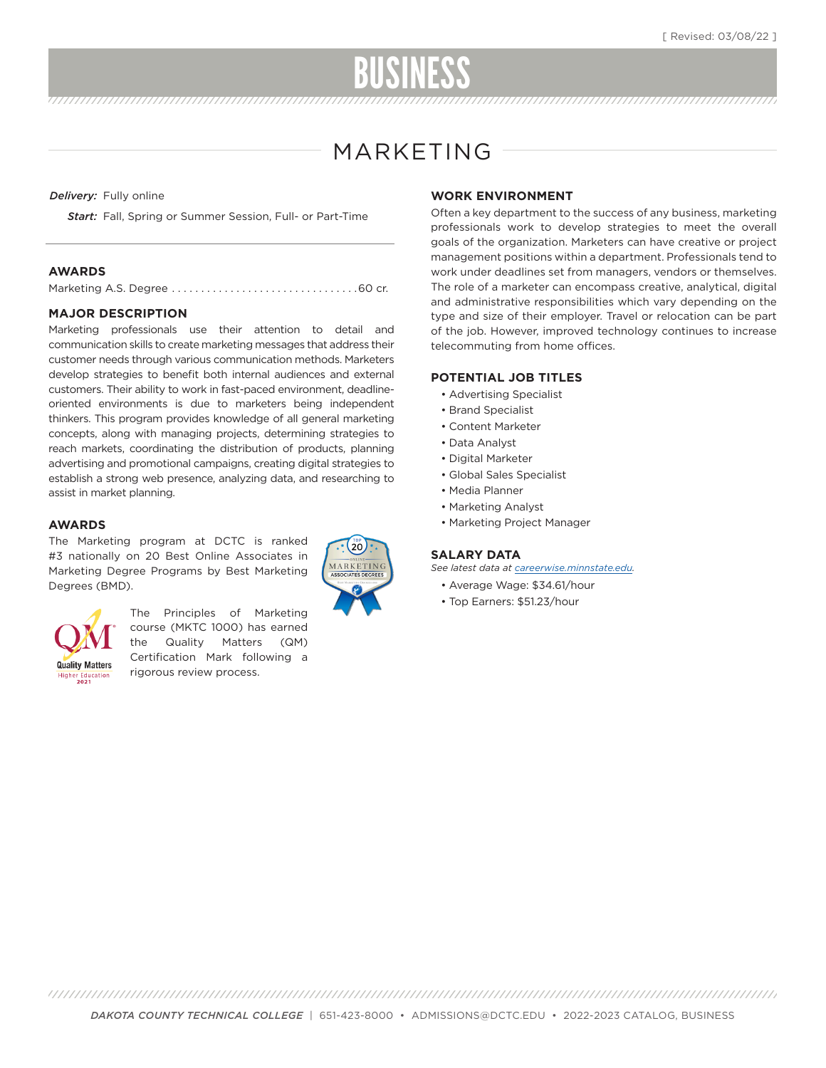[ Revised: 03/08/22 ]

# BUSINESS

## MARKETING

***Delivery:*** Fully online

***Start:*** Fall, Spring or Summer Session, Full- or Part-Time

### AWARDS

Marketing A.S. Degree ................................60 cr.

### MAJOR DESCRIPTION

Marketing professionals use their attention to detail and communication skills to create marketing messages that address their customer needs through various communication methods. Marketers develop strategies to benefit both internal audiences and external customers. Their ability to work in fast-paced environment, deadline-oriented environments is due to marketers being independent thinkers. This program provides knowledge of all general marketing concepts, along with managing projects, determining strategies to reach markets, coordinating the distribution of products, planning advertising and promotional campaigns, creating digital strategies to establish a strong web presence, analyzing data, and researching to assist in market planning.

### AWARDS

The Marketing program at DCTC is ranked #3 nationally on 20 Best Online Associates in Marketing Degree Programs by Best Marketing Degrees (BMD).

The Principles of Marketing course (MKTC 1000) has earned the Quality Matters (QM) Certification Mark following a rigorous review process.

### WORK ENVIRONMENT

Often a key department to the success of any business, marketing professionals work to develop strategies to meet the overall goals of the organization. Marketers can have creative or project management positions within a department. Professionals tend to work under deadlines set from managers, vendors or themselves. The role of a marketer can encompass creative, analytical, digital and administrative responsibilities which vary depending on the type and size of their employer. Travel or relocation can be part of the job. However, improved technology continues to increase telecommuting from home offices.

### POTENTIAL JOB TITLES

- Advertising Specialist
- Brand Specialist
- Content Marketer
- Data Analyst
- Digital Marketer
- Global Sales Specialist
- Media Planner
- Marketing Analyst
- Marketing Project Manager

### SALARY DATA

*See latest data at careerwise.minnstate.edu.*

- Average Wage: $34.61/hour
- Top Earners: $51.23/hour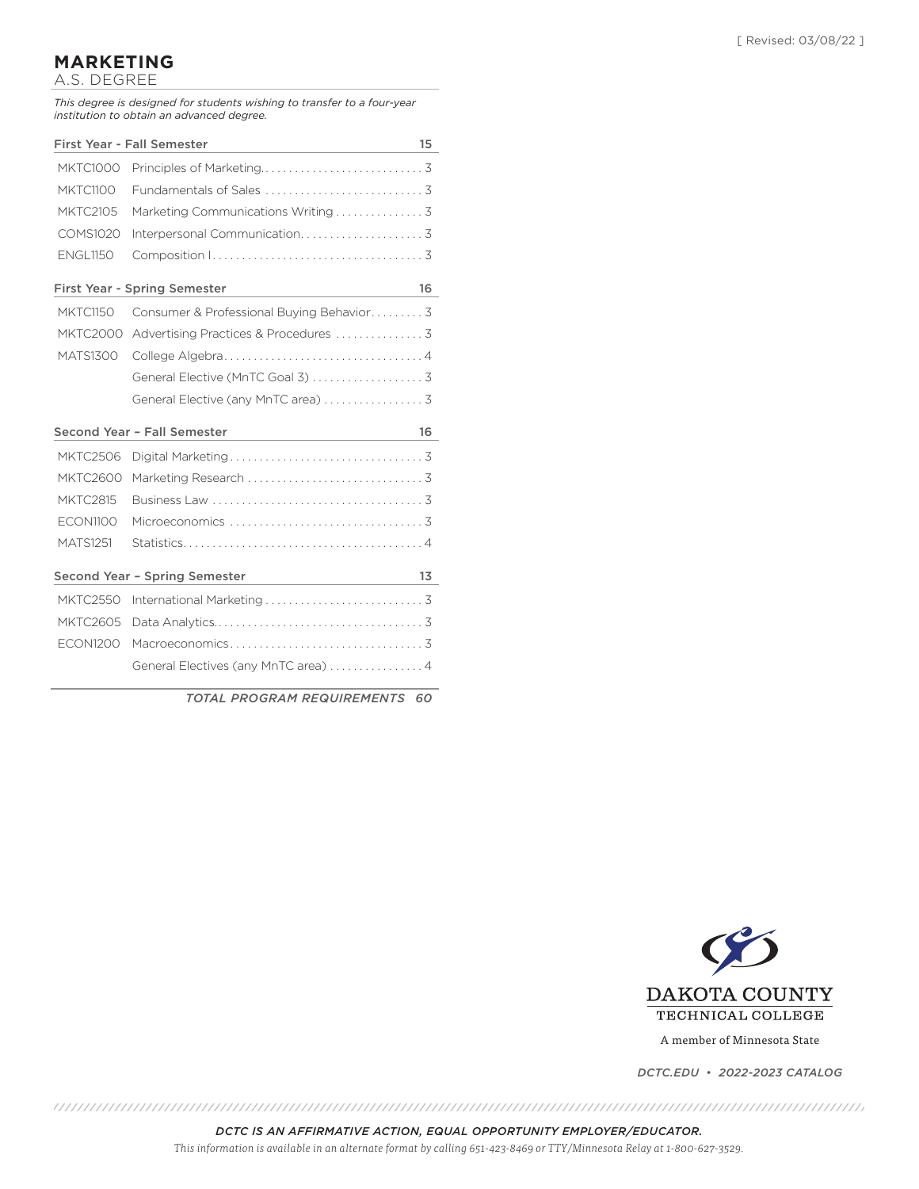[ Revised: 03/08/22 ]

# MARKETING

## A.S. DEGREE

*This degree is designed for students wishing to transfer to a four-year institution to obtain an advanced degree.*

| First Year - Fall Semester | | 15 |
|---|---|---|
| MKTC1000 | Principles of Marketing | 3 |
| MKTC1100 | Fundamentals of Sales | 3 |
| MKTC2105 | Marketing Communications Writing | 3 |
| COMS1020 | Interpersonal Communication | 3 |
| ENGL1150 | Composition I | 3 |

| First Year - Spring Semester | | 16 |
|---|---|---|
| MKTC1150 | Consumer & Professional Buying Behavior | 3 |
| MKTC2000 | Advertising Practices & Procedures | 3 |
| MATS1300 | College Algebra | 4 |
| | General Elective (MnTC Goal 3) | 3 |
| | General Elective (any MnTC area) | 3 |

| Second Year – Fall Semester | | 16 |
|---|---|---|
| MKTC2506 | Digital Marketing | 3 |
| MKTC2600 | Marketing Research | 3 |
| MKTC2815 | Business Law | 3 |
| ECON1100 | Microeconomics | 3 |
| MATS1251 | Statistics | 4 |

| Second Year – Spring Semester | | 13 |
|---|---|---|
| MKTC2550 | International Marketing | 3 |
| MKTC2605 | Data Analytics | 3 |
| ECON1200 | Macroeconomics | 3 |
| | General Electives (any MnTC area) | 4 |

*TOTAL PROGRAM REQUIREMENTS 60*

DAKOTA COUNTY TECHNICAL COLLEGE

A member of Minnesota State

*DCTC.EDU • 2022-2023 CATALOG*

*DCTC IS AN AFFIRMATIVE ACTION, EQUAL OPPORTUNITY EMPLOYER/EDUCATOR.*

*This information is available in an alternate format by calling 651-423-8469 or TTY/Minnesota Relay at 1-800-627-3529.*